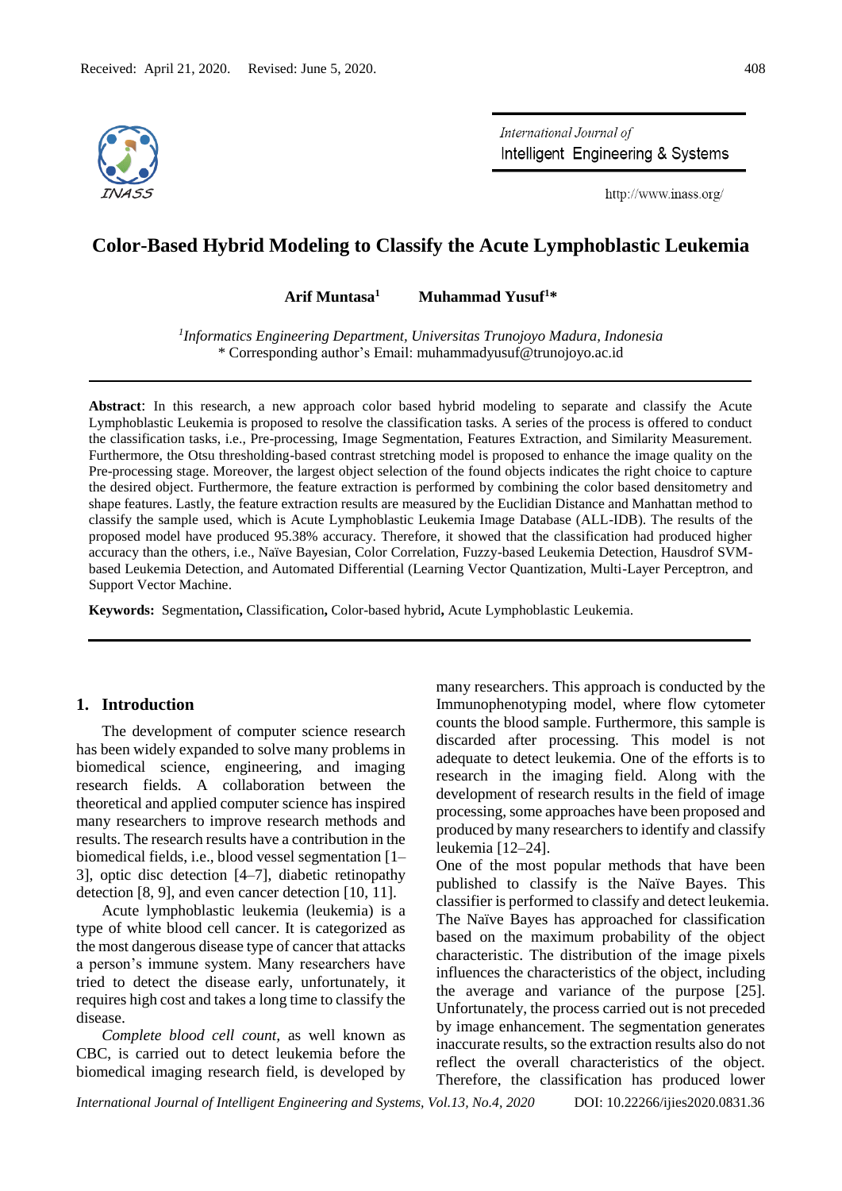Received: April 21, 2020. Revised: June 5, 2020.

# Color-Based Hybrid Modeling to Classify the Acute Lymphoblastic Leukemia

**Arif Muntasa**[1] **Muhammad Yusuf**[1]*

[1]*Informatics Engineering Department, Universitas Trunojoyo Madura, Indonesia*
\* Corresponding author's Email: muhammadyusuf@trunojoyo.ac.id

---

**Abstract**: In this research, a new approach color based hybrid modeling to separate and classify the Acute Lymphoblastic Leukemia is proposed to resolve the classification tasks. A series of the process is offered to conduct the classification tasks, i.e., Pre-processing, Image Segmentation, Features Extraction, and Similarity Measurement. Furthermore, the Otsu thresholding-based contrast stretching model is proposed to enhance the image quality on the Pre-processing stage. Moreover, the largest object selection of the found objects indicates the right choice to capture the desired object. Furthermore, the feature extraction is performed by combining the color based densitometry and shape features. Lastly, the feature extraction results are measured by the Euclidian Distance and Manhattan method to classify the sample used, which is Acute Lymphoblastic Leukemia Image Database (ALL-IDB). The results of the proposed model have produced 95.38% accuracy. Therefore, it showed that the classification had produced higher accuracy than the others, i.e., Naïve Bayesian, Color Correlation, Fuzzy-based Leukemia Detection, Hausdrof SVM-based Leukemia Detection, and Automated Differential (Learning Vector Quantization, Multi-Layer Perceptron, and Support Vector Machine.

**Keywords:** Segmentation**,** Classification**,** Color-based hybrid**,** Acute Lymphoblastic Leukemia.

---

## 1. Introduction

The development of computer science research has been widely expanded to solve many problems in biomedical science, engineering, and imaging research fields. A collaboration between the theoretical and applied computer science has inspired many researchers to improve research methods and results. The research results have a contribution in the biomedical fields, i.e., blood vessel segmentation [1–3], optic disc detection [4–7], diabetic retinopathy detection [8, 9], and even cancer detection [10, 11].

Acute lymphoblastic leukemia (leukemia) is a type of white blood cell cancer. It is categorized as the most dangerous disease type of cancer that attacks a person's immune system. Many researchers have tried to detect the disease early, unfortunately, it requires high cost and takes a long time to classify the disease.

*Complete blood cell count*, as well known as CBC, is carried out to detect leukemia before the biomedical imaging research field, is developed by many researchers. This approach is conducted by the Immunophenotyping model, where flow cytometer counts the blood sample. Furthermore, this sample is discarded after processing. This model is not adequate to detect leukemia. One of the efforts is to research in the imaging field. Along with the development of research results in the field of image processing, some approaches have been proposed and produced by many researchers to identify and classify leukemia [12–24].

One of the most popular methods that have been published to classify is the Naïve Bayes. This classifier is performed to classify and detect leukemia. The Naïve Bayes has approached for classification based on the maximum probability of the object characteristic. The distribution of the image pixels influences the characteristics of the object, including the average and variance of the purpose [25]. Unfortunately, the process carried out is not preceded by image enhancement. The segmentation generates inaccurate results, so the extraction results also do not reflect the overall characteristics of the object. Therefore, the classification has produced lower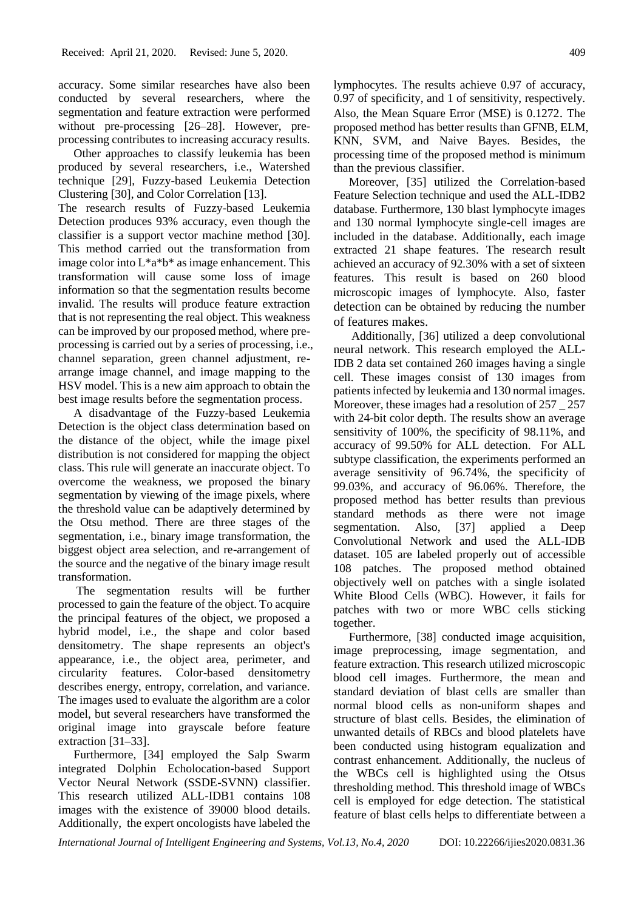accuracy. Some similar researches have also been conducted by several researchers, where the segmentation and feature extraction were performed without pre-processing [26–28]. However, pre-processing contributes to increasing accuracy results.

Other approaches to classify leukemia has been produced by several researchers, i.e., Watershed technique [29], Fuzzy-based Leukemia Detection Clustering [30], and Color Correlation [13].

The research results of Fuzzy-based Leukemia Detection produces 93% accuracy, even though the classifier is a support vector machine method [30]. This method carried out the transformation from image color into L*a*b* as image enhancement. This transformation will cause some loss of image information so that the segmentation results become invalid. The results will produce feature extraction that is not representing the real object. This weakness can be improved by our proposed method, where pre-processing is carried out by a series of processing, i.e., channel separation, green channel adjustment, re-arrange image channel, and image mapping to the HSV model. This is a new aim approach to obtain the best image results before the segmentation process.

A disadvantage of the Fuzzy-based Leukemia Detection is the object class determination based on the distance of the object, while the image pixel distribution is not considered for mapping the object class. This rule will generate an inaccurate object. To overcome the weakness, we proposed the binary segmentation by viewing of the image pixels, where the threshold value can be adaptively determined by the Otsu method. There are three stages of the segmentation, i.e., binary image transformation, the biggest object area selection, and re-arrangement of the source and the negative of the binary image result transformation.

The segmentation results will be further processed to gain the feature of the object. To acquire the principal features of the object, we proposed a hybrid model, i.e., the shape and color based densitometry. The shape represents an object's appearance, i.e., the object area, perimeter, and circularity features. Color-based densitometry describes energy, entropy, correlation, and variance. The images used to evaluate the algorithm are a color model, but several researchers have transformed the original image into grayscale before feature extraction [31–33].

Furthermore, [34] employed the Salp Swarm integrated Dolphin Echolocation-based Support Vector Neural Network (SSDE-SVNN) classifier. This research utilized ALL-IDB1 contains 108 images with the existence of 39000 blood details. Additionally, the expert oncologists have labeled the lymphocytes. The results achieve 0.97 of accuracy, 0.97 of specificity, and 1 of sensitivity, respectively. Also, the Mean Square Error (MSE) is 0.1272. The proposed method has better results than GFNB, ELM, KNN, SVM, and Naive Bayes. Besides, the processing time of the proposed method is minimum than the previous classifier.

Moreover, [35] utilized the Correlation-based Feature Selection technique and used the ALL-IDB2 database. Furthermore, 130 blast lymphocyte images and 130 normal lymphocyte single-cell images are included in the database. Additionally, each image extracted 21 shape features. The research result achieved an accuracy of 92.30% with a set of sixteen features. This result is based on 260 blood microscopic images of lymphocyte. Also, faster detection can be obtained by reducing the number of features makes.

Additionally, [36] utilized a deep convolutional neural network. This research employed the ALL-IDB 2 data set contained 260 images having a single cell. These images consist of 130 images from patients infected by leukemia and 130 normal images. Moreover, these images had a resolution of 257 _ 257 with 24-bit color depth. The results show an average sensitivity of 100%, the specificity of 98.11%, and accuracy of 99.50% for ALL detection. For ALL subtype classification, the experiments performed an average sensitivity of 96.74%, the specificity of 99.03%, and accuracy of 96.06%. Therefore, the proposed method has better results than previous standard methods as there were not image segmentation. Also, [37] applied a Deep Convolutional Network and used the ALL-IDB dataset. 105 are labeled properly out of accessible 108 patches. The proposed method obtained objectively well on patches with a single isolated White Blood Cells (WBC). However, it fails for patches with two or more WBC cells sticking together.

Furthermore, [38] conducted image acquisition, image preprocessing, image segmentation, and feature extraction. This research utilized microscopic blood cell images. Furthermore, the mean and standard deviation of blast cells are smaller than normal blood cells as non-uniform shapes and structure of blast cells. Besides, the elimination of unwanted details of RBCs and blood platelets have been conducted using histogram equalization and contrast enhancement. Additionally, the nucleus of the WBCs cell is highlighted using the Otsus thresholding method. This threshold image of WBCs cell is employed for edge detection. The statistical feature of blast cells helps to differentiate between a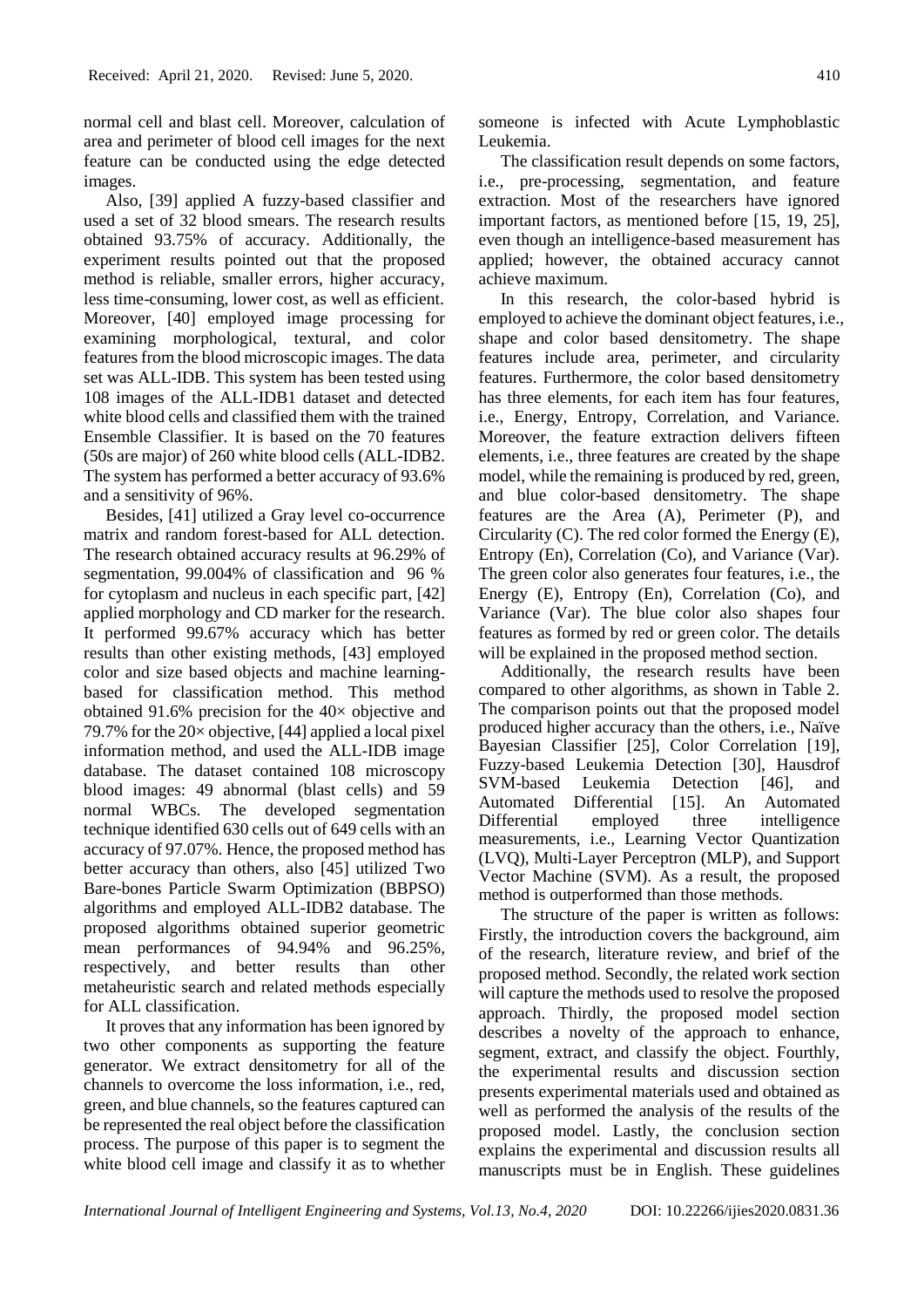normal cell and blast cell. Moreover, calculation of area and perimeter of blood cell images for the next feature can be conducted using the edge detected images.

Also, [39] applied A fuzzy-based classifier and used a set of 32 blood smears. The research results obtained 93.75% of accuracy. Additionally, the experiment results pointed out that the proposed method is reliable, smaller errors, higher accuracy, less time-consuming, lower cost, as well as efficient. Moreover, [40] employed image processing for examining morphological, textural, and color features from the blood microscopic images. The data set was ALL-IDB. This system has been tested using 108 images of the ALL-IDB1 dataset and detected white blood cells and classified them with the trained Ensemble Classifier. It is based on the 70 features (50s are major) of 260 white blood cells (ALL-IDB2. The system has performed a better accuracy of 93.6% and a sensitivity of 96%.

Besides, [41] utilized a Gray level co-occurrence matrix and random forest-based for ALL detection. The research obtained accuracy results at 96.29% of segmentation, 99.004% of classification and 96 % for cytoplasm and nucleus in each specific part, [42] applied morphology and CD marker for the research. It performed 99.67% accuracy which has better results than other existing methods, [43] employed color and size based objects and machine learning-based for classification method. This method obtained 91.6% precision for the 40× objective and 79.7% for the 20× objective, [44] applied a local pixel information method, and used the ALL-IDB image database. The dataset contained 108 microscopy blood images: 49 abnormal (blast cells) and 59 normal WBCs. The developed segmentation technique identified 630 cells out of 649 cells with an accuracy of 97.07%. Hence, the proposed method has better accuracy than others, also [45] utilized Two Bare-bones Particle Swarm Optimization (BBPSO) algorithms and employed ALL-IDB2 database. The proposed algorithms obtained superior geometric mean performances of 94.94% and 96.25%, respectively, and better results than other metaheuristic search and related methods especially for ALL classification.

It proves that any information has been ignored by two other components as supporting the feature generator. We extract densitometry for all of the channels to overcome the loss information, i.e., red, green, and blue channels, so the features captured can be represented the real object before the classification process. The purpose of this paper is to segment the white blood cell image and classify it as to whether someone is infected with Acute Lymphoblastic Leukemia.

The classification result depends on some factors, i.e., pre-processing, segmentation, and feature extraction. Most of the researchers have ignored important factors, as mentioned before [15, 19, 25], even though an intelligence-based measurement has applied; however, the obtained accuracy cannot achieve maximum.

In this research, the color-based hybrid is employed to achieve the dominant object features, i.e., shape and color based densitometry. The shape features include area, perimeter, and circularity features. Furthermore, the color based densitometry has three elements, for each item has four features, i.e., Energy, Entropy, Correlation, and Variance. Moreover, the feature extraction delivers fifteen elements, i.e., three features are created by the shape model, while the remaining is produced by red, green, and blue color-based densitometry. The shape features are the Area (A), Perimeter (P), and Circularity (C). The red color formed the Energy (E), Entropy (En), Correlation (Co), and Variance (Var). The green color also generates four features, i.e., the Energy (E), Entropy (En), Correlation (Co), and Variance (Var). The blue color also shapes four features as formed by red or green color. The details will be explained in the proposed method section.

Additionally, the research results have been compared to other algorithms, as shown in Table 2. The comparison points out that the proposed model produced higher accuracy than the others, i.e., Naïve Bayesian Classifier [25], Color Correlation [19], Fuzzy-based Leukemia Detection [30], Hausdrof SVM-based Leukemia Detection [46], and Automated Differential [15]. An Automated Differential employed three intelligence measurements, i.e., Learning Vector Quantization (LVQ), Multi-Layer Perceptron (MLP), and Support Vector Machine (SVM). As a result, the proposed method is outperformed than those methods.

The structure of the paper is written as follows: Firstly, the introduction covers the background, aim of the research, literature review, and brief of the proposed method. Secondly, the related work section will capture the methods used to resolve the proposed approach. Thirdly, the proposed model section describes a novelty of the approach to enhance, segment, extract, and classify the object. Fourthly, the experimental results and discussion section presents experimental materials used and obtained as well as performed the analysis of the results of the proposed model. Lastly, the conclusion section explains the experimental and discussion results all manuscripts must be in English. These guidelines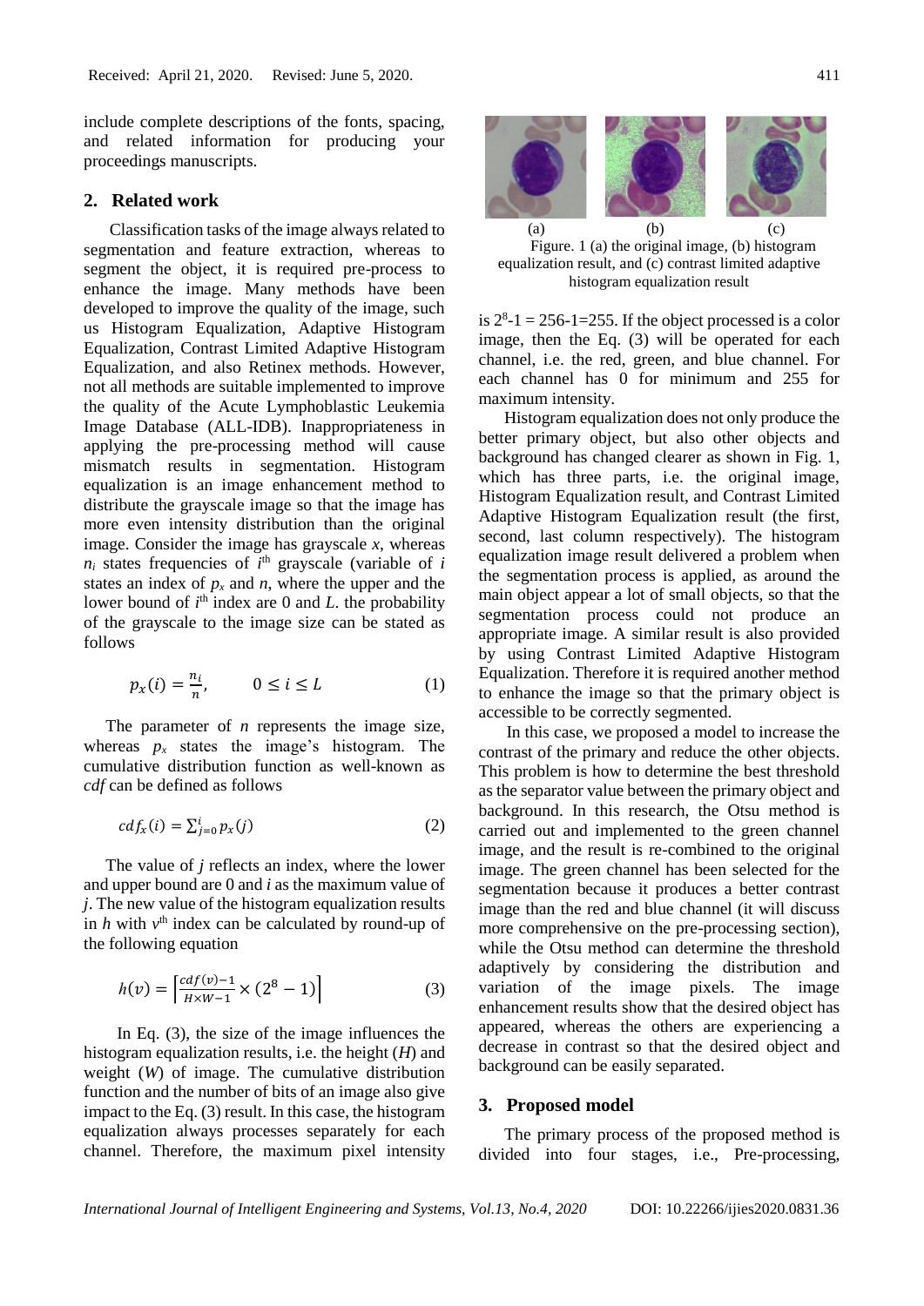include complete descriptions of the fonts, spacing, and related information for producing your proceedings manuscripts.

## 2. Related work

Classification tasks of the image always related to segmentation and feature extraction, whereas to segment the object, it is required pre-process to enhance the image. Many methods have been developed to improve the quality of the image, such us Histogram Equalization, Adaptive Histogram Equalization, Contrast Limited Adaptive Histogram Equalization, and also Retinex methods. However, not all methods are suitable implemented to improve the quality of the Acute Lymphoblastic Leukemia Image Database (ALL-IDB). Inappropriateness in applying the pre-processing method will cause mismatch results in segmentation. Histogram equalization is an image enhancement method to distribute the grayscale image so that the image has more even intensity distribution than the original image. Consider the image has grayscale $x$, whereas $n_i$ states frequencies of $i^{th}$ grayscale (variable of $i$ states an index of $p_x$ and $n$, where the upper and the lower bound of $i^{th}$ index are 0 and $L$. the probability of the grayscale to the image size can be stated as follows

$$p_x(i) = \frac{n_i}{n}, \qquad 0 \leq i \leq L \tag{1}$$

The parameter of $n$ represents the image size, whereas $p_x$ states the image's histogram. The cumulative distribution function as well-known as *cdf* can be defined as follows

$$cdf_x(i) = \sum_{j=0}^{i} p_x(j) \tag{2}$$

The value of $j$ reflects an index, where the lower and upper bound are 0 and $i$ as the maximum value of $j$. The new value of the histogram equalization results in $h$ with $v^{th}$ index can be calculated by round-up of the following equation

$$h(v) = \left\lceil \frac{cdf(v)-1}{H \times W - 1} \times (2^8 - 1) \right\rceil \tag{3}$$

In Eq. (3), the size of the image influences the histogram equalization results, i.e. the height ($H$) and weight ($W$) of image. The cumulative distribution function and the number of bits of an image also give impact to the Eq. (3) result. In this case, the histogram equalization always processes separately for each channel. Therefore, the maximum pixel intensity is $2^8$-1 = 256-1=255. If the object processed is a color image, then the Eq. (3) will be operated for each channel, i.e. the red, green, and blue channel. For each channel has 0 for minimum and 255 for maximum intensity.

(a) (b) (c)

Figure. 1 (a) the original image, (b) histogram equalization result, and (c) contrast limited adaptive histogram equalization result

Histogram equalization does not only produce the better primary object, but also other objects and background has changed clearer as shown in Fig. 1, which has three parts, i.e. the original image, Histogram Equalization result, and Contrast Limited Adaptive Histogram Equalization result (the first, second, last column respectively). The histogram equalization image result delivered a problem when the segmentation process is applied, as around the main object appear a lot of small objects, so that the segmentation process could not produce an appropriate image. A similar result is also provided by using Contrast Limited Adaptive Histogram Equalization. Therefore it is required another method to enhance the image so that the primary object is accessible to be correctly segmented.

In this case, we proposed a model to increase the contrast of the primary and reduce the other objects. This problem is how to determine the best threshold as the separator value between the primary object and background. In this research, the Otsu method is carried out and implemented to the green channel image, and the result is re-combined to the original image. The green channel has been selected for the segmentation because it produces a better contrast image than the red and blue channel (it will discuss more comprehensive on the pre-processing section), while the Otsu method can determine the threshold adaptively by considering the distribution and variation of the image pixels. The image enhancement results show that the desired object has appeared, whereas the others are experiencing a decrease in contrast so that the desired object and background can be easily separated.

## 3. Proposed model

The primary process of the proposed method is divided into four stages, i.e., Pre-processing,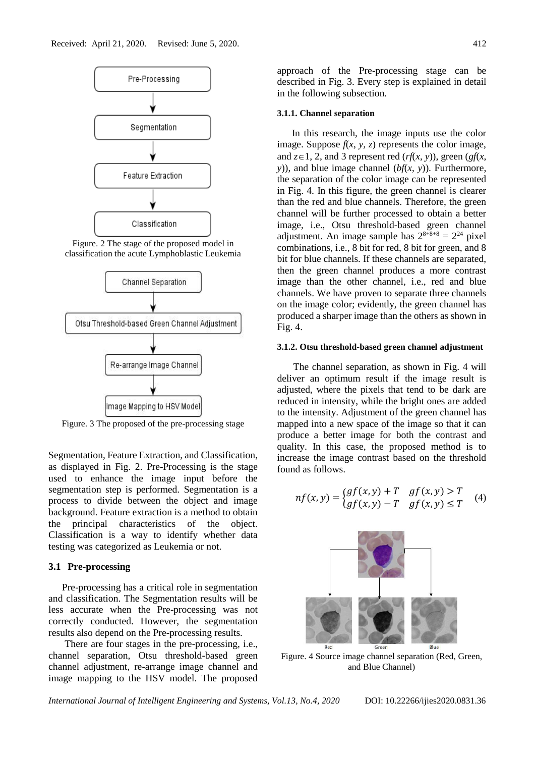Figure. 2 The stage of the proposed model in classification the acute Lymphoblastic Leukemia

Figure. 3 The proposed of the pre-processing stage

Segmentation, Feature Extraction, and Classification, as displayed in Fig. 2. Pre-Processing is the stage used to enhance the image input before the segmentation step is performed. Segmentation is a process to divide between the object and image background. Feature extraction is a method to obtain the principal characteristics of the object. Classification is a way to identify whether data testing was categorized as Leukemia or not.

## 3.1 Pre-processing

Pre-processing has a critical role in segmentation and classification. The Segmentation results will be less accurate when the Pre-processing was not correctly conducted. However, the segmentation results also depend on the Pre-processing results.

There are four stages in the pre-processing, i.e., channel separation, Otsu threshold-based green channel adjustment, re-arrange image channel and image mapping to the HSV model. The proposed approach of the Pre-processing stage can be described in Fig. 3. Every step is explained in detail in the following subsection.

### 3.1.1. Channel separation

In this research, the image inputs use the color image. Suppose $f(x, y, z)$ represents the color image, and $z \in 1, 2$, and 3 represent red ($rf(x, y)$), green ($gf(x, y)$), and blue image channel ($bf(x, y)$). Furthermore, the separation of the color image can be represented in Fig. 4. In this figure, the green channel is clearer than the red and blue channels. Therefore, the green channel will be further processed to obtain a better image, i.e., Otsu threshold-based green channel adjustment. An image sample has $2^{8+8+8} = 2^{24}$ pixel combinations, i.e., 8 bit for red, 8 bit for green, and 8 bit for blue channels. If these channels are separated, then the green channel produces a more contrast image than the other channel, i.e., red and blue channels. We have proven to separate three channels on the image color; evidently, the green channel has produced a sharper image than the others as shown in Fig. 4.

### 3.1.2. Otsu threshold-based green channel adjustment

The channel separation, as shown in Fig. 4 will deliver an optimum result if the image result is adjusted, where the pixels that tend to be dark are reduced in intensity, while the bright ones are added to the intensity. Adjustment of the green channel has mapped into a new space of the image so that it can produce a better image for both the contrast and quality. In this case, the proposed method is to increase the image contrast based on the threshold found as follows.

$$nf(x, y) = \begin{cases} gf(x, y) + T & gf(x, y) > T \\ gf(x, y) - T & gf(x, y) \leq T \end{cases} \quad (4)$$

Figure. 4 Source image channel separation (Red, Green, and Blue Channel)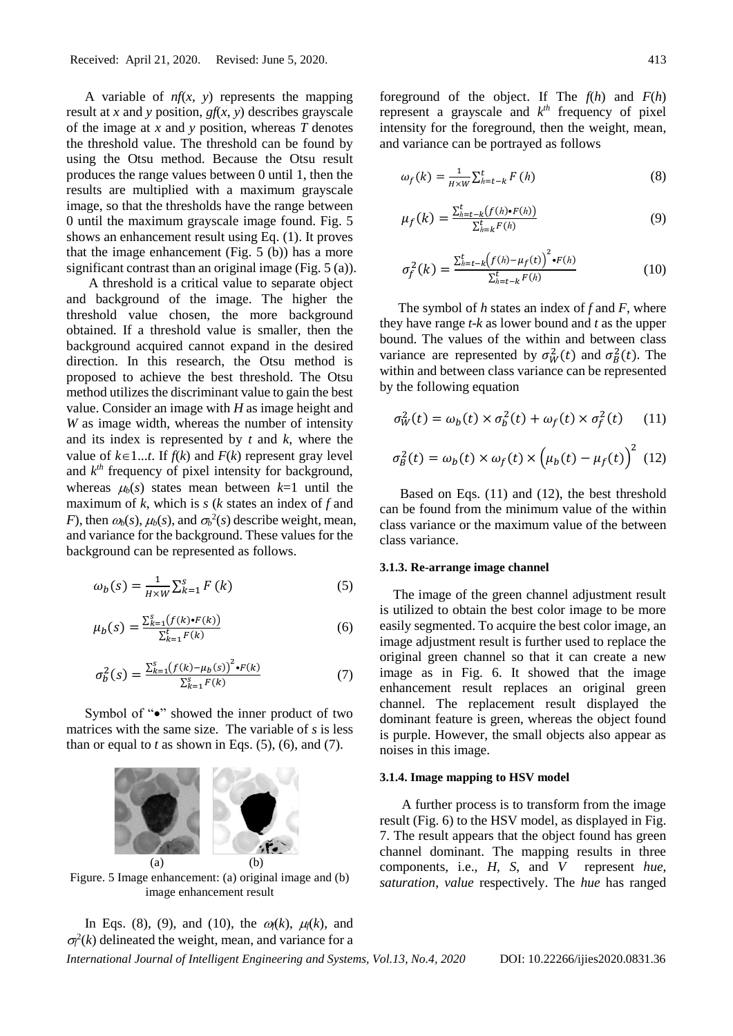A variable of $nf(x, y)$ represents the mapping result at $x$ and $y$ position, $gf(x, y)$ describes grayscale of the image at $x$ and $y$ position, whereas $T$ denotes the threshold value. The threshold can be found by using the Otsu method. Because the Otsu result produces the range values between 0 until 1, then the results are multiplied with a maximum grayscale image, so that the thresholds have the range between 0 until the maximum grayscale image found. Fig. 5 shows an enhancement result using Eq. (1). It proves that the image enhancement (Fig. 5 (b)) has a more significant contrast than an original image (Fig. 5 (a)).

A threshold is a critical value to separate object and background of the image. The higher the threshold value chosen, the more background obtained. If a threshold value is smaller, then the background acquired cannot expand in the desired direction. In this research, the Otsu method is proposed to achieve the best threshold. The Otsu method utilizes the discriminant value to gain the best value. Consider an image with $H$ as image height and $W$ as image width, whereas the number of intensity and its index is represented by $t$ and $k$, where the value of $k \in 1...t$. If $f(k)$ and $F(k)$ represent gray level and $k^{th}$ frequency of pixel intensity for background, whereas $\mu_b(s)$ states mean between $k$=1 until the maximum of $k$, which is $s$ ($k$ states an index of $f$ and $F$), then $\omega_b(s)$, $\mu_b(s)$, and $\sigma_b^2(s)$ describe weight, mean, and variance for the background. These values for the background can be represented as follows.

$$\omega_b(s) = \frac{1}{H \times W} \sum_{k=1}^{s} F(k) \tag{5}$$

$$\mu_b(s) = \frac{\sum_{k=1}^{s} \left(f(k) \bullet F(k)\right)}{\sum_{k=1}^{t} F(k)} \tag{6}$$

$$\sigma_b^2(s) = \frac{\sum_{k=1}^{s} \left(f(k) - \mu_b(s)\right)^2 \bullet F(k)}{\sum_{k=1}^{s} F(k)} \tag{7}$$

Symbol of "•" showed the inner product of two matrices with the same size. The variable of $s$ is less than or equal to $t$ as shown in Eqs. (5), (6), and (7).

Figure. 5 Image enhancement: (a) original image and (b) image enhancement result

In Eqs. (8), (9), and (10), the $\omega_f(k)$, $\mu_f(k)$, and $\sigma_f^2(k)$ delineated the weight, mean, and variance for a foreground of the object. If The $f(h)$ and $F(h)$ represent a grayscale and $k^{th}$ frequency of pixel intensity for the foreground, then the weight, mean, and variance can be portrayed as follows

$$\omega_f(k) = \frac{1}{H \times W} \sum_{h=t-k}^{t} F(h) \tag{8}$$

$$\mu_f(k) = \frac{\sum_{h=t-k}^{t} \left(f(h) \bullet F(h)\right)}{\sum_{h=k}^{t} F(h)} \tag{9}$$

$$\sigma_f^2(k) = \frac{\sum_{h=t-k}^{t} \left(f(h) - \mu_f(t)\right)^2 \bullet F(h)}{\sum_{h=t-k}^{t} F(h)} \tag{10}$$

The symbol of $h$ states an index of $f$ and $F$, where they have range $t$-$k$ as lower bound and $t$ as the upper bound. The values of the within and between class variance are represented by $\sigma_W^2(t)$ and $\sigma_B^2(t)$. The within and between class variance can be represented by the following equation

$$\sigma_W^2(t) = \omega_b(t) \times \sigma_b^2(t) + \omega_f(t) \times \sigma_f^2(t) \tag{11}$$

$$\sigma_B^2(t) = \omega_b(t) \times \omega_f(t) \times \left(\mu_b(t) - \mu_f(t)\right)^2 \tag{12}$$

Based on Eqs. (11) and (12), the best threshold can be found from the minimum value of the within class variance or the maximum value of the between class variance.

#### 3.1.3. Re-arrange image channel

The image of the green channel adjustment result is utilized to obtain the best color image to be more easily segmented. To acquire the best color image, an image adjustment result is further used to replace the original green channel so that it can create a new image as in Fig. 6. It showed that the image enhancement result replaces an original green channel. The replacement result displayed the dominant feature is green, whereas the object found is purple. However, the small objects also appear as noises in this image.

#### 3.1.4. Image mapping to HSV model

A further process is to transform from the image result (Fig. 6) to the HSV model, as displayed in Fig. 7. The result appears that the object found has green channel dominant. The mapping results in three components, i.e., $H$, $S$, and $V$ represent *hue*, *saturation*, *value* respectively. The *hue* has ranged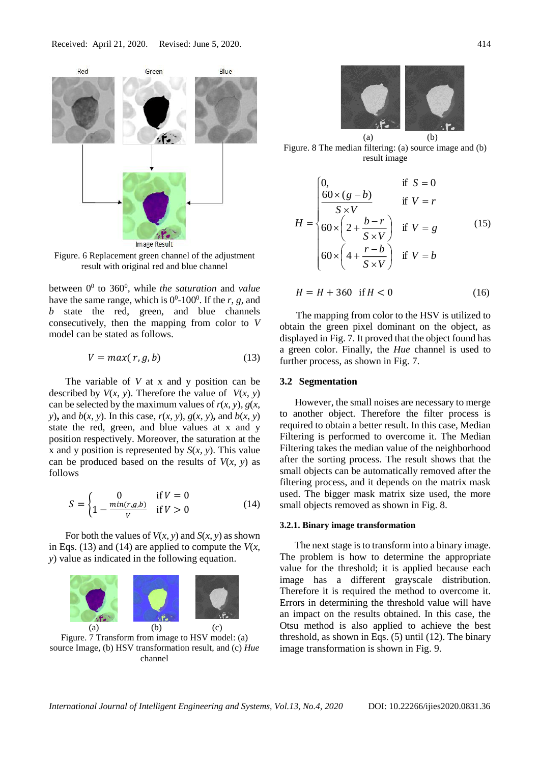Figure. 6 Replacement green channel of the adjustment result with original red and blue channel

between $0^0$ to $360^0$, while *the saturation* and *value* have the same range, which is $0^0$-$100^0$. If the $r$, $g$, and $b$ state the red, green, and blue channels consecutively, then the mapping from color to $V$ model can be stated as follows.

$$V = max(r, g, b) \tag{13}$$

The variable of $V$ at x and y position can be described by $V(x, y)$. Therefore the value of $V(x, y)$ can be selected by the maximum values of $r(x, y)$, $g(x, y)$, and $b(x, y)$. In this case, $r(x, y)$, $g(x, y)$, and $b(x, y)$ state the red, green, and blue values at x and y position respectively. Moreover, the saturation at the x and y position is represented by $S(x, y)$. This value can be produced based on the results of $V(x, y)$ as follows

$$S = \begin{cases} 0 & \text{if } V = 0 \\ 1 - \frac{min(r,g,b)}{V} & \text{if } V > 0 \end{cases} \tag{14}$$

For both the values of $V(x, y)$ and $S(x, y)$ as shown in Eqs. (13) and (14) are applied to compute the $V(x, y)$ value as indicated in the following equation.

Figure. 7 Transform from image to HSV model: (a) source Image, (b) HSV transformation result, and (c) *Hue* channel

Figure. 8 The median filtering: (a) source image and (b) result image

$$H = \begin{cases} 0, & \text{if } S = 0 \\ \dfrac{60 \times (g - b)}{S \times V} & \text{if } V = r \\ 60 \times \left(2 + \dfrac{b - r}{S \times V}\right) & \text{if } V = g \\ 60 \times \left(4 + \dfrac{r - b}{S \times V}\right) & \text{if } V = b \end{cases} \tag{15}$$

$$H = H + 360 \quad \text{if } H < 0 \tag{16}$$

The mapping from color to the HSV is utilized to obtain the green pixel dominant on the object, as displayed in Fig. 7. It proved that the object found has a green color. Finally, the *Hue* channel is used to further process, as shown in Fig. 7.

### 3.2 Segmentation

However, the small noises are necessary to merge to another object. Therefore the filter process is required to obtain a better result. In this case, Median Filtering is performed to overcome it. The Median Filtering takes the median value of the neighborhood after the sorting process. The result shows that the small objects can be automatically removed after the filtering process, and it depends on the matrix mask used. The bigger mask matrix size used, the more small objects removed as shown in Fig. 8.

#### 3.2.1. Binary image transformation

The next stage is to transform into a binary image. The problem is how to determine the appropriate value for the threshold; it is applied because each image has a different grayscale distribution. Therefore it is required the method to overcome it. Errors in determining the threshold value will have an impact on the results obtained. In this case, the Otsu method is also applied to achieve the best threshold, as shown in Eqs. (5) until (12). The binary image transformation is shown in Fig. 9.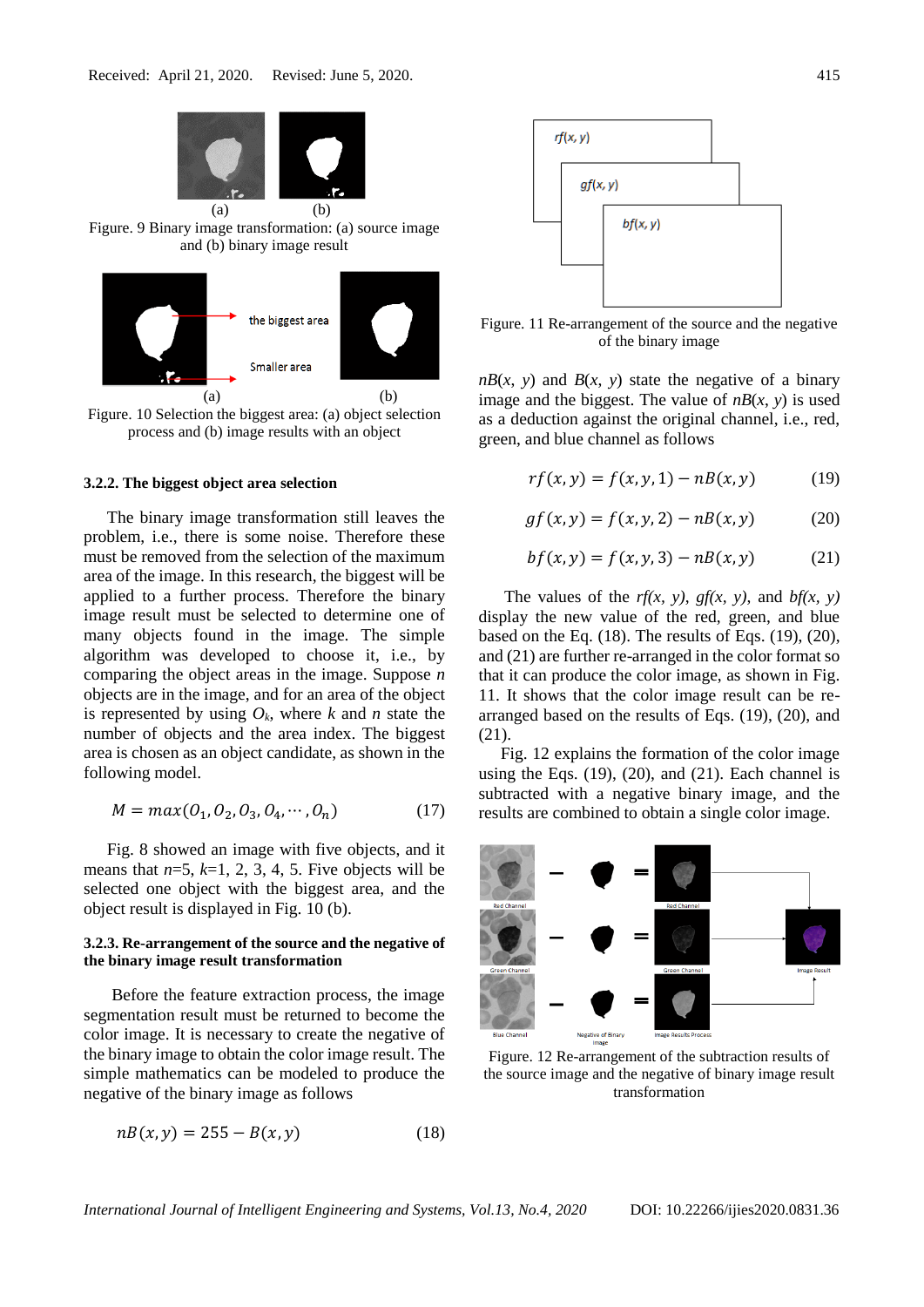Figure. 9 Binary image transformation: (a) source image and (b) binary image result

Figure. 10 Selection the biggest area: (a) object selection process and (b) image results with an object

#### 3.2.2. The biggest object area selection

The binary image transformation still leaves the problem, i.e., there is some noise. Therefore these must be removed from the selection of the maximum area of the image. In this research, the biggest will be applied to a further process. Therefore the binary image result must be selected to determine one of many objects found in the image. The simple algorithm was developed to choose it, i.e., by comparing the object areas in the image. Suppose $n$ objects are in the image, and for an area of the object is represented by using $O_k$, where $k$ and $n$ state the number of objects and the area index. The biggest area is chosen as an object candidate, as shown in the following model.

$$M = max(O_1, O_2, O_3, O_4, \cdots, O_n) \tag{17}$$

Fig. 8 showed an image with five objects, and it means that $n$=5, $k$=1, 2, 3, 4, 5. Five objects will be selected one object with the biggest area, and the object result is displayed in Fig. 10 (b).

#### 3.2.3. Re-arrangement of the source and the negative of the binary image result transformation

Before the feature extraction process, the image segmentation result must be returned to become the color image. It is necessary to create the negative of the binary image to obtain the color image result. The simple mathematics can be modeled to produce the negative of the binary image as follows

$$nB(x, y) = 255 - B(x, y) \tag{18}$$

Figure. 11 Re-arrangement of the source and the negative of the binary image

$nB(x, y)$ and $B(x, y)$ state the negative of a binary image and the biggest. The value of $nB(x, y)$ is used as a deduction against the original channel, i.e., red, green, and blue channel as follows

$$rf(x, y) = f(x, y, 1) - nB(x, y) \tag{19}$$

$$gf(x, y) = f(x, y, 2) - nB(x, y) \tag{20}$$

$$bf(x, y) = f(x, y, 3) - nB(x, y) \tag{21}$$

The values of the $rf(x, y)$, $gf(x, y)$, and $bf(x, y)$ display the new value of the red, green, and blue based on the Eq. (18). The results of Eqs. (19), (20), and (21) are further re-arranged in the color format so that it can produce the color image, as shown in Fig. 11. It shows that the color image result can be re-arranged based on the results of Eqs. (19), (20), and (21).

Fig. 12 explains the formation of the color image using the Eqs. (19), (20), and (21). Each channel is subtracted with a negative binary image, and the results are combined to obtain a single color image.

Figure. 12 Re-arrangement of the subtraction results of the source image and the negative of binary image result transformation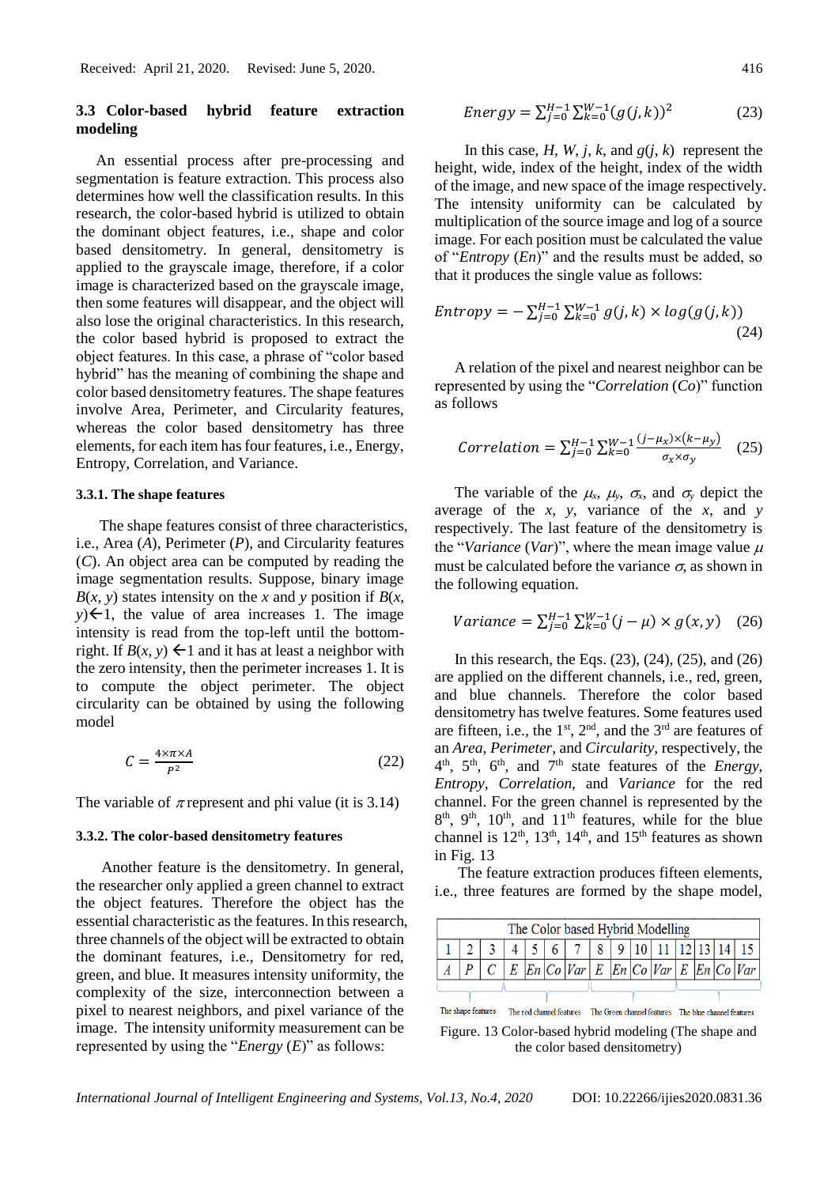### 3.3 Color-based hybrid feature extraction modeling

An essential process after pre-processing and segmentation is feature extraction. This process also determines how well the classification results. In this research, the color-based hybrid is utilized to obtain the dominant object features, i.e., shape and color based densitometry. In general, densitometry is applied to the grayscale image, therefore, if a color image is characterized based on the grayscale image, then some features will disappear, and the object will also lose the original characteristics. In this research, the color based hybrid is proposed to extract the object features. In this case, a phrase of "color based hybrid" has the meaning of combining the shape and color based densitometry features. The shape features involve Area, Perimeter, and Circularity features, whereas the color based densitometry has three elements, for each item has four features, i.e., Energy, Entropy, Correlation, and Variance.

#### 3.3.1. The shape features

The shape features consist of three characteristics, i.e., Area ($A$), Perimeter ($P$), and Circularity features ($C$). An object area can be computed by reading the image segmentation results. Suppose, binary image $B(x, y)$ states intensity on the $x$ and $y$ position if $B(x, y) \leftarrow 1$, the value of area increases 1. The image intensity is read from the top-left until the bottom-right. If $B(x, y) \leftarrow 1$ and it has at least a neighbor with the zero intensity, then the perimeter increases 1. It is to compute the object perimeter. The object circularity can be obtained by using the following model

$$C = \frac{4 \times \pi \times A}{P^2} \tag{22}$$

The variable of $\pi$ represent and phi value (it is 3.14)

#### 3.3.2. The color-based densitometry features

Another feature is the densitometry. In general, the researcher only applied a green channel to extract the object features. Therefore the object has the essential characteristic as the features. In this research, three channels of the object will be extracted to obtain the dominant features, i.e., Densitometry for red, green, and blue. It measures intensity uniformity, the complexity of the size, interconnection between a pixel to nearest neighbors, and pixel variance of the image. The intensity uniformity measurement can be represented by using the "*Energy* ($E$)" as follows:

$$Energy = \sum_{j=0}^{H-1} \sum_{k=0}^{W-1} (g(j,k))^2 \tag{23}$$

In this case, $H$, $W$, $j$, $k$, and $g(j, k)$ represent the height, wide, index of the height, index of the width of the image, and new space of the image respectively. The intensity uniformity can be calculated by multiplication of the source image and log of a source image. For each position must be calculated the value of "*Entropy* ($En$)" and the results must be added, so that it produces the single value as follows:

$$Entropy = -\sum_{j=0}^{H-1} \sum_{k=0}^{W-1} g(j,k) \times log(g(j,k)) \tag{24}$$

A relation of the pixel and nearest neighbor can be represented by using the "*Correlation* ($Co$)" function as follows

$$Correlation = \sum_{j=0}^{H-1} \sum_{k=0}^{W-1} \frac{(j-\mu_x) \times (k-\mu_y)}{\sigma_x \times \sigma_y} \tag{25}$$

The variable of the $\mu_x$, $\mu_y$, $\sigma_x$, and $\sigma_y$ depict the average of the $x$, $y$, variance of the $x$, and $y$ respectively. The last feature of the densitometry is the "*Variance* ($Var$)", where the mean image value $\mu$ must be calculated before the variance $\sigma$, as shown in the following equation.

$$Variance = \sum_{j=0}^{H-1} \sum_{k=0}^{W-1} (j-\mu) \times g(x,y) \tag{26}$$

In this research, the Eqs. (23), (24), (25), and (26) are applied on the different channels, i.e., red, green, and blue channels. Therefore the color based densitometry has twelve features. Some features used are fifteen, i.e., the 1st, 2nd, and the 3rd are features of an *Area*, *Perimeter*, and *Circularity*, respectively, the 4th, 5th, 6th, and 7th state features of the *Energy*, *Entropy*, *Correlation*, and *Variance* for the red channel. For the green channel is represented by the 8th, 9th, 10th, and 11th features, while for the blue channel is 12th, 13th, 14th, and 15th features as shown in Fig. 13

The feature extraction produces fifteen elements, i.e., three features are formed by the shape model,

| The Color based Hybrid Modelling | | | | | | | | | | | | | | |
|---|---|---|---|---|---|---|---|---|---|---|---|---|---|---|
| 1 | 2 | 3 | 4 | 5 | 6 | 7 | 8 | 9 | 10 | 11 | 12 | 13 | 14 | 15 |
| *A* | *P* | *C* | *E* | *En* | *Co* | *Var* | *E* | *En* | *Co* | *Var* | *E* | *En* | *Co* | *Var* |
| The shape features | | | The red channel features | | | | The Green channel features | | | | The blue channel features | | | |

Figure. 13 Color-based hybrid modeling (The shape and the color based densitometry)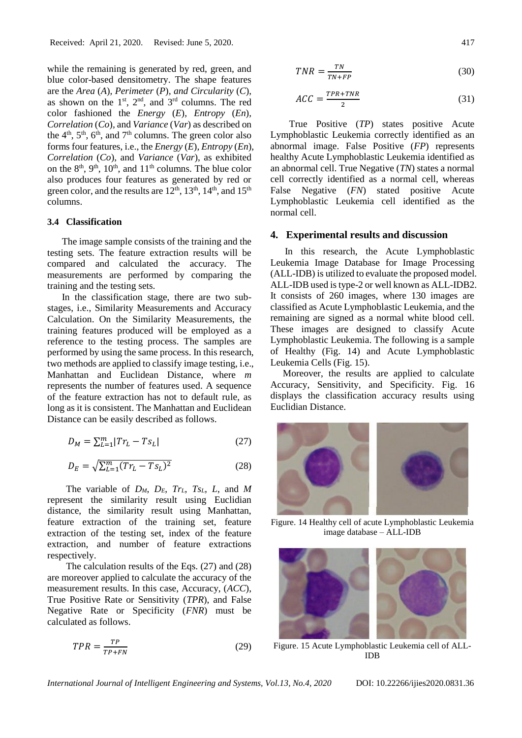while the remaining is generated by red, green, and blue color-based densitometry. The shape features are the *Area* (*A*), *Perimeter* (*P*), *and Circularity* (*C*), as shown on the 1st, 2nd, and 3rd columns. The red color fashioned the *Energy* (*E*), *Entropy* (*En*), *Correlation* (*Co*), and *Variance* (*Var*) as described on the 4th, 5th, 6th, and 7th columns. The green color also forms four features, i.e., the *Energy* (*E*), *Entropy* (*En*), *Correlation* (*Co*), and *Variance* (*Var*), as exhibited on the 8th, 9th, 10th, and 11th columns. The blue color also produces four features as generated by red or green color, and the results are 12th, 13th, 14th, and 15th columns.

### 3.4 Classification

The image sample consists of the training and the testing sets. The feature extraction results will be compared and calculated the accuracy. The measurements are performed by comparing the training and the testing sets.

In the classification stage, there are two sub-stages, i.e., Similarity Measurements and Accuracy Calculation. On the Similarity Measurements, the training features produced will be employed as a reference to the testing process. The samples are performed by using the same process. In this research, two methods are applied to classify image testing, i.e., Manhattan and Euclidean Distance, where *m* represents the number of features used. A sequence of the feature extraction has not to default rule, as long as it is consistent. The Manhattan and Euclidean Distance can be easily described as follows.

$$D_M = \sum_{L=1}^{m} |Tr_L - Ts_L| \tag{27}$$

$$D_E = \sqrt{\sum_{L=1}^{m} (Tr_L - Ts_L)^2} \tag{28}$$

The variable of $D_M$, $D_E$, $Tr_L$, $Ts_L$, $L$, and $M$ represent the similarity result using Euclidian distance, the similarity result using Manhattan, feature extraction of the training set, feature extraction of the testing set, index of the feature extraction, and number of feature extractions respectively.

The calculation results of the Eqs. (27) and (28) are moreover applied to calculate the accuracy of the measurement results. In this case, Accuracy, (*ACC*), True Positive Rate or Sensitivity (*TPR*), and False Negative Rate or Specificity (*FNR*) must be calculated as follows.

$$TPR = \frac{TP}{TP+FN} \tag{29}$$

$$TNR = \frac{TN}{TN+FP} \tag{30}$$

$$ACC = \frac{TPR+TNR}{2} \tag{31}$$

True Positive (*TP*) states positive Acute Lymphoblastic Leukemia correctly identified as an abnormal image. False Positive (*FP*) represents healthy Acute Lymphoblastic Leukemia identified as an abnormal cell. True Negative (*TN*) states a normal cell correctly identified as a normal cell, whereas False Negative (*FN*) stated positive Acute Lymphoblastic Leukemia cell identified as the normal cell.

## 4. Experimental results and discussion

In this research, the Acute Lymphoblastic Leukemia Image Database for Image Processing (ALL-IDB) is utilized to evaluate the proposed model. ALL-IDB used is type-2 or well known as ALL-IDB2. It consists of 260 images, where 130 images are classified as Acute Lymphoblastic Leukemia, and the remaining are signed as a normal white blood cell. These images are designed to classify Acute Lymphoblastic Leukemia. The following is a sample of Healthy (Fig. 14) and Acute Lymphoblastic Leukemia Cells (Fig. 15).

Moreover, the results are applied to calculate Accuracy, Sensitivity, and Specificity. Fig. 16 displays the classification accuracy results using Euclidian Distance.

Figure. 14 Healthy cell of acute Lymphoblastic Leukemia image database – ALL-IDB

Figure. 15 Acute Lymphoblastic Leukemia cell of ALL-IDB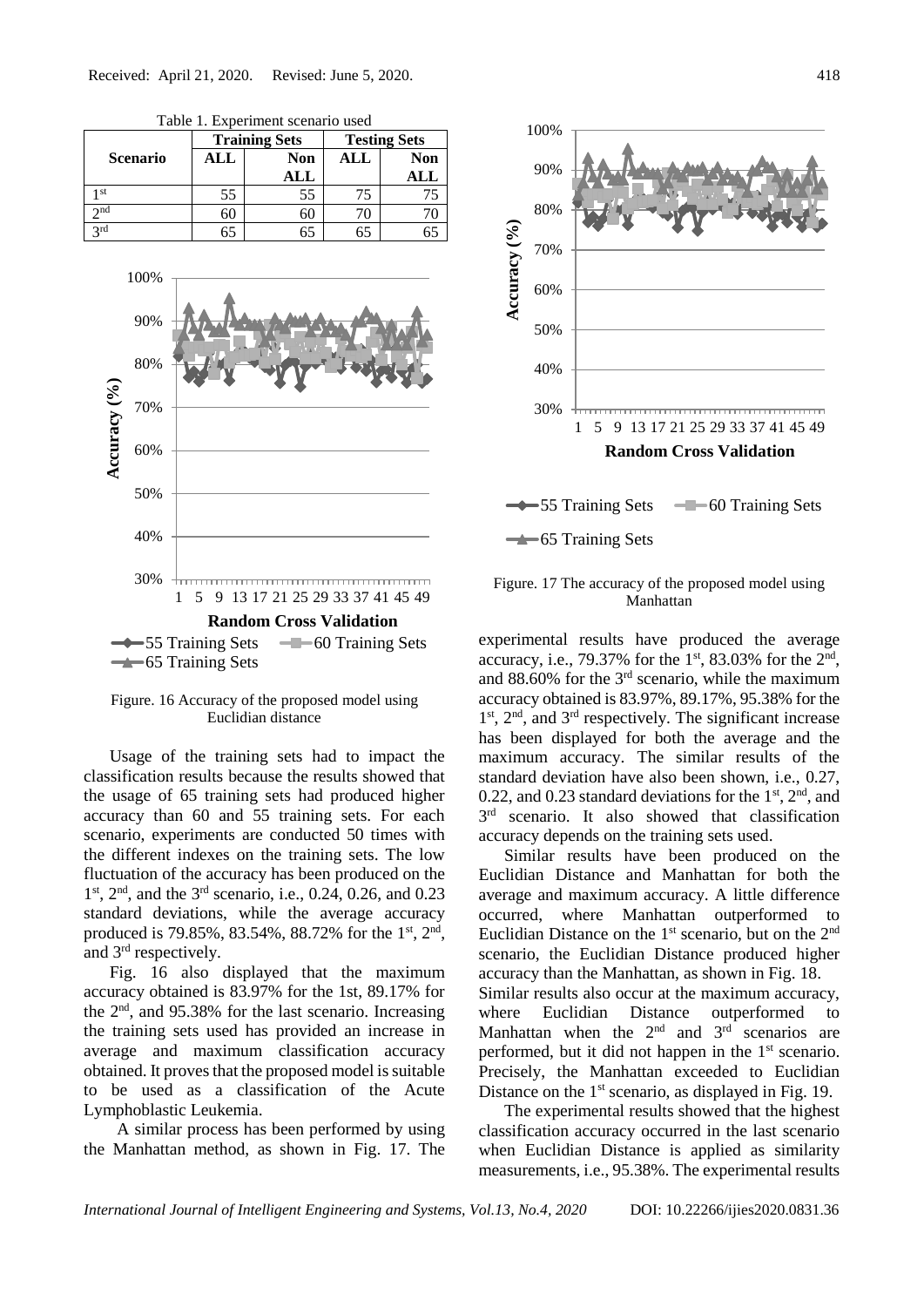Table 1. Experiment scenario used

| Scenario | Training Sets | | Testing Sets | |
|---|---|---|---|---|
| | ALL | Non ALL | ALL | Non ALL |
| 1st | 55 | 55 | 75 | 75 |
| 2nd | 60 | 60 | 70 | 70 |
| 3rd | 65 | 65 | 65 | 65 |

Figure. 16 Accuracy of the proposed model using Euclidian distance

Usage of the training sets had to impact the classification results because the results showed that the usage of 65 training sets had produced higher accuracy than 60 and 55 training sets. For each scenario, experiments are conducted 50 times with the different indexes on the training sets. The low fluctuation of the accuracy has been produced on the 1st, 2nd, and the 3rd scenario, i.e., 0.24, 0.26, and 0.23 standard deviations, while the average accuracy produced is 79.85%, 83.54%, 88.72% for the 1st, 2nd, and 3rd respectively.

Fig. 16 also displayed that the maximum accuracy obtained is 83.97% for the 1st, 89.17% for the 2nd, and 95.38% for the last scenario. Increasing the training sets used has provided an increase in average and maximum classification accuracy obtained. It proves that the proposed model is suitable to be used as a classification of the Acute Lymphoblastic Leukemia.

A similar process has been performed by using the Manhattan method, as shown in Fig. 17. The experimental results have produced the average accuracy, i.e., 79.37% for the 1st, 83.03% for the 2nd, and 88.60% for the 3rd scenario, while the maximum accuracy obtained is 83.97%, 89.17%, 95.38% for the 1st, 2nd, and 3rd respectively. The significant increase has been displayed for both the average and the maximum accuracy. The similar results of the standard deviation have also been shown, i.e., 0.27, 0.22, and 0.23 standard deviations for the 1st, 2nd, and 3rd scenario. It also showed that classification accuracy depends on the training sets used.

Figure. 17 The accuracy of the proposed model using Manhattan

Similar results have been produced on the Euclidian Distance and Manhattan for both the average and maximum accuracy. A little difference occurred, where Manhattan outperformed to Euclidian Distance on the 1st scenario, but on the 2nd scenario, the Euclidian Distance produced higher accuracy than the Manhattan, as shown in Fig. 18. Similar results also occur at the maximum accuracy, where Euclidian Distance outperformed to Manhattan when the 2nd and 3rd scenarios are performed, but it did not happen in the 1st scenario. Precisely, the Manhattan exceeded to Euclidian Distance on the 1st scenario, as displayed in Fig. 19.

The experimental results showed that the highest classification accuracy occurred in the last scenario when Euclidian Distance is applied as similarity measurements, i.e., 95.38%. The experimental results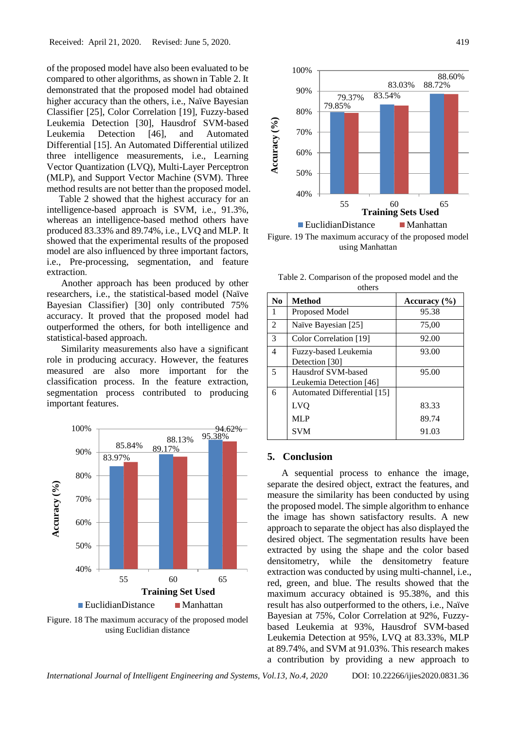of the proposed model have also been evaluated to be compared to other algorithms, as shown in Table 2. It demonstrated that the proposed model had obtained higher accuracy than the others, i.e., Naïve Bayesian Classifier [25], Color Correlation [19], Fuzzy-based Leukemia Detection [30], Hausdrof SVM-based Leukemia Detection [46], and Automated Differential [15]. An Automated Differential utilized three intelligence measurements, i.e., Learning Vector Quantization (LVQ), Multi-Layer Perceptron (MLP), and Support Vector Machine (SVM). Three method results are not better than the proposed model.

Table 2 showed that the highest accuracy for an intelligence-based approach is SVM, i.e., 91.3%, whereas an intelligence-based method others have produced 83.33% and 89.74%, i.e., LVQ and MLP. It showed that the experimental results of the proposed model are also influenced by three important factors, i.e., Pre-processing, segmentation, and feature extraction.

Another approach has been produced by other researchers, i.e., the statistical-based model (Naïve Bayesian Classifier) [30] only contributed 75% accuracy. It proved that the proposed model had outperformed the others, for both intelligence and statistical-based approach.

Similarity measurements also have a significant role in producing accuracy. However, the features measured are also more important for the classification process. In the feature extraction, segmentation process contributed to producing important features.

Figure. 18 The maximum accuracy of the proposed model using Euclidian distance

Figure. 19 The maximum accuracy of the proposed model using Manhattan

Table 2. Comparison of the proposed model and the others

| No | Method | Accuracy (%) |
|---|---|---|
| 1 | Proposed Model | 95.38 |
| 2 | Naïve Bayesian [25] | 75,00 |
| 3 | Color Correlation [19] | 92.00 |
| 4 | Fuzzy-based Leukemia Detection [30] | 93.00 |
| 5 | Hausdrof SVM-based Leukemia Detection [46] | 95.00 |
| 6 | Automated Differential [15] | |
| | LVQ | 83.33 |
| | MLP | 89.74 |
| | SVM | 91.03 |

## 5. Conclusion

A sequential process to enhance the image, separate the desired object, extract the features, and measure the similarity has been conducted by using the proposed model. The simple algorithm to enhance the image has shown satisfactory results. A new approach to separate the object has also displayed the desired object. The segmentation results have been extracted by using the shape and the color based densitometry, while the densitometry feature extraction was conducted by using multi-channel, i.e., red, green, and blue. The results showed that the maximum accuracy obtained is 95.38%, and this result has also outperformed to the others, i.e., Naïve Bayesian at 75%, Color Correlation at 92%, Fuzzy-based Leukemia at 93%, Hausdrof SVM-based Leukemia Detection at 95%, LVQ at 83.33%, MLP at 89.74%, and SVM at 91.03%. This research makes a contribution by providing a new approach to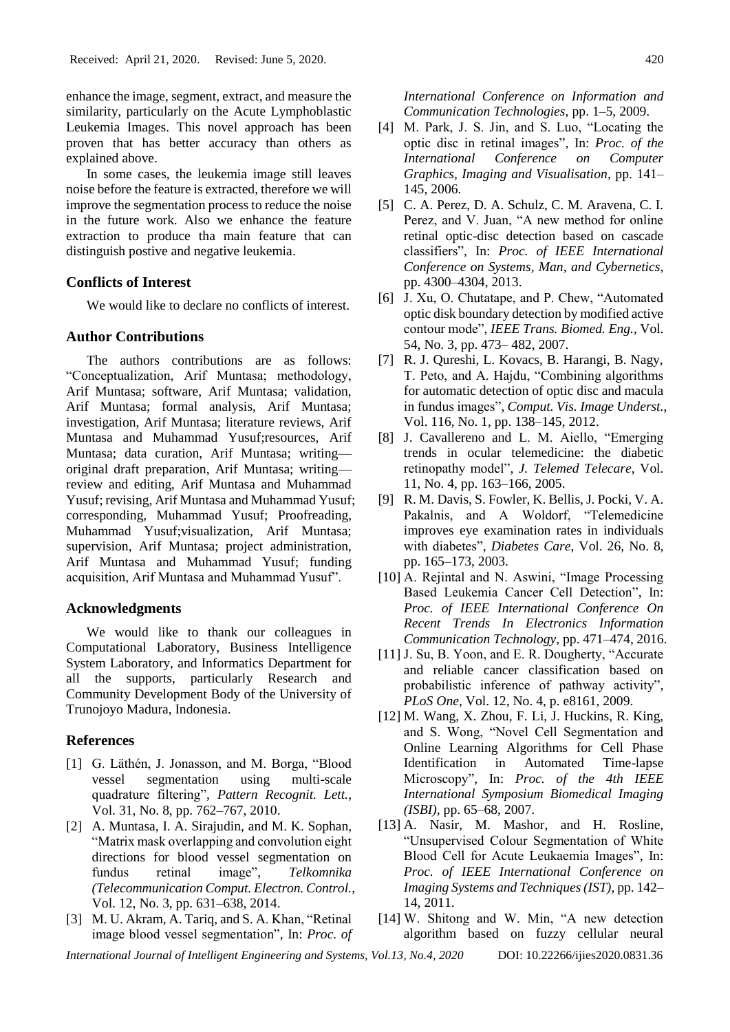enhance the image, segment, extract, and measure the similarity, particularly on the Acute Lymphoblastic Leukemia Images. This novel approach has been proven that has better accuracy than others as explained above.

In some cases, the leukemia image still leaves noise before the feature is extracted, therefore we will improve the segmentation process to reduce the noise in the future work. Also we enhance the feature extraction to produce tha main feature that can distinguish postive and negative leukemia.

## Conflicts of Interest

We would like to declare no conflicts of interest.

## Author Contributions

The authors contributions are as follows: "Conceptualization, Arif Muntasa; methodology, Arif Muntasa; software, Arif Muntasa; validation, Arif Muntasa; formal analysis, Arif Muntasa; investigation, Arif Muntasa; literature reviews, Arif Muntasa and Muhammad Yusuf;resources, Arif Muntasa; data curation, Arif Muntasa; writing—original draft preparation, Arif Muntasa; writing—review and editing, Arif Muntasa and Muhammad Yusuf; revising, Arif Muntasa and Muhammad Yusuf; corresponding, Muhammad Yusuf; Proofreading, Muhammad Yusuf;visualization, Arif Muntasa; supervision, Arif Muntasa; project administration, Arif Muntasa and Muhammad Yusuf; funding acquisition, Arif Muntasa and Muhammad Yusuf".

## Acknowledgments

We would like to thank our colleagues in Computational Laboratory, Business Intelligence System Laboratory, and Informatics Department for all the supports, particularly Research and Community Development Body of the University of Trunojoyo Madura, Indonesia.

## References

[1] G. Läthén, J. Jonasson, and M. Borga, "Blood vessel segmentation using multi-scale quadrature filtering", *Pattern Recognit. Lett.*, Vol. 31, No. 8, pp. 762–767, 2010.

[2] A. Muntasa, I. A. Sirajudin, and M. K. Sophan, "Matrix mask overlapping and convolution eight directions for blood vessel segmentation on fundus retinal image", *Telkomnika (Telecommunication Comput. Electron. Control.*, Vol. 12, No. 3, pp. 631–638, 2014.

[3] M. U. Akram, A. Tariq, and S. A. Khan, "Retinal image blood vessel segmentation", In: *Proc. of International Conference on Information and Communication Technologies*, pp. 1–5, 2009.

[4] M. Park, J. S. Jin, and S. Luo, "Locating the optic disc in retinal images", In: *Proc. of the International Conference on Computer Graphics, Imaging and Visualisation*, pp. 141–145, 2006.

[5] C. A. Perez, D. A. Schulz, C. M. Aravena, C. I. Perez, and V. Juan, "A new method for online retinal optic-disc detection based on cascade classifiers", In: *Proc. of IEEE International Conference on Systems, Man, and Cybernetics*, pp. 4300–4304, 2013.

[6] J. Xu, O. Chutatape, and P. Chew, "Automated optic disk boundary detection by modified active contour mode", *IEEE Trans. Biomed. Eng.*, Vol. 54, No. 3, pp. 473– 482, 2007.

[7] R. J. Qureshi, L. Kovacs, B. Harangi, B. Nagy, T. Peto, and A. Hajdu, "Combining algorithms for automatic detection of optic disc and macula in fundus images", *Comput. Vis. Image Underst.*, Vol. 116, No. 1, pp. 138–145, 2012.

[8] J. Cavallereno and L. M. Aiello, "Emerging trends in ocular telemedicine: the diabetic retinopathy model", *J. Telemed Telecare*, Vol. 11, No. 4, pp. 163–166, 2005.

[9] R. M. Davis, S. Fowler, K. Bellis, J. Pocki, V. A. Pakalnis, and A Woldorf, "Telemedicine improves eye examination rates in individuals with diabetes", *Diabetes Care*, Vol. 26, No. 8, pp. 165–173, 2003.

[10] A. Rejintal and N. Aswini, "Image Processing Based Leukemia Cancer Cell Detection", In: *Proc. of IEEE International Conference On Recent Trends In Electronics Information Communication Technology*, pp. 471–474, 2016.

[11] J. Su, B. Yoon, and E. R. Dougherty, "Accurate and reliable cancer classification based on probabilistic inference of pathway activity", *PLoS One*, Vol. 12, No. 4, p. e8161, 2009.

[12] M. Wang, X. Zhou, F. Li, J. Huckins, R. King, and S. Wong, "Novel Cell Segmentation and Online Learning Algorithms for Cell Phase Identification in Automated Time-lapse Microscopy", In: *Proc. of the 4th IEEE International Symposium Biomedical Imaging (ISBI)*, pp. 65–68, 2007.

[13] A. Nasir, M. Mashor, and H. Rosline, "Unsupervised Colour Segmentation of White Blood Cell for Acute Leukaemia Images", In: *Proc. of IEEE International Conference on Imaging Systems and Techniques (IST)*, pp. 142–14, 2011.

[14] W. Shitong and W. Min, "A new detection algorithm based on fuzzy cellular neural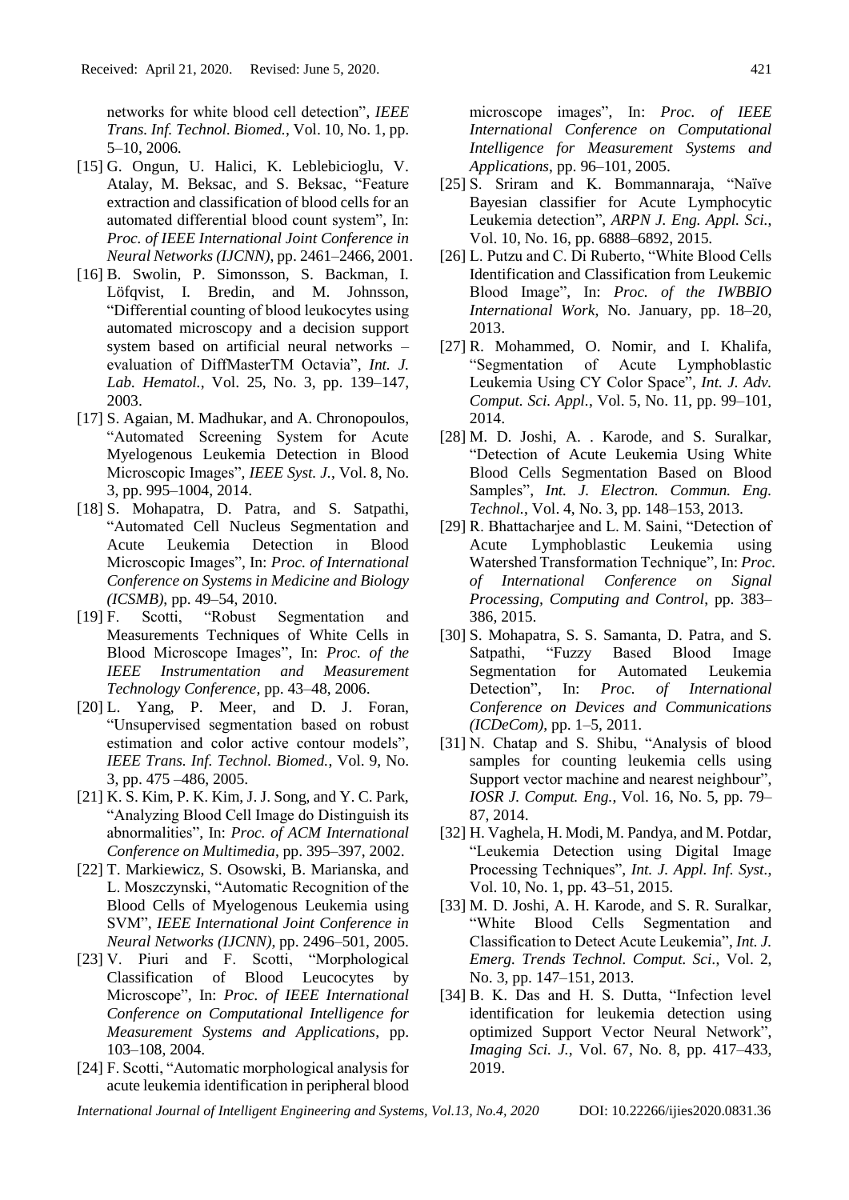networks for white blood cell detection", *IEEE Trans. Inf. Technol. Biomed.*, Vol. 10, No. 1, pp. 5–10, 2006.

[15] G. Ongun, U. Halici, K. Leblebicioglu, V. Atalay, M. Beksac, and S. Beksac, "Feature extraction and classification of blood cells for an automated differential blood count system", In: *Proc. of IEEE International Joint Conference in Neural Networks (IJCNN)*, pp. 2461–2466, 2001.

[16] B. Swolin, P. Simonsson, S. Backman, I. Löfqvist, I. Bredin, and M. Johnsson, "Differential counting of blood leukocytes using automated microscopy and a decision support system based on artificial neural networks – evaluation of DiffMasterTM Octavia", *Int. J. Lab. Hematol.*, Vol. 25, No. 3, pp. 139–147, 2003.

[17] S. Agaian, M. Madhukar, and A. Chronopoulos, "Automated Screening System for Acute Myelogenous Leukemia Detection in Blood Microscopic Images", *IEEE Syst. J.*, Vol. 8, No. 3, pp. 995–1004, 2014.

[18] S. Mohapatra, D. Patra, and S. Satpathi, "Automated Cell Nucleus Segmentation and Acute Leukemia Detection in Blood Microscopic Images", In: *Proc. of International Conference on Systems in Medicine and Biology (ICSMB)*, pp. 49–54, 2010.

[19] F. Scotti, "Robust Segmentation and Measurements Techniques of White Cells in Blood Microscope Images", In: *Proc. of the IEEE Instrumentation and Measurement Technology Conference*, pp. 43–48, 2006.

[20] L. Yang, P. Meer, and D. J. Foran, "Unsupervised segmentation based on robust estimation and color active contour models", *IEEE Trans. Inf. Technol. Biomed.*, Vol. 9, No. 3, pp. 475 –486, 2005.

[21] K. S. Kim, P. K. Kim, J. J. Song, and Y. C. Park, "Analyzing Blood Cell Image do Distinguish its abnormalities", In: *Proc. of ACM International Conference on Multimedia*, pp. 395–397, 2002.

[22] T. Markiewicz, S. Osowski, B. Marianska, and L. Moszczynski, "Automatic Recognition of the Blood Cells of Myelogenous Leukemia using SVM", *IEEE International Joint Conference in Neural Networks (IJCNN)*, pp. 2496–501, 2005.

[23] V. Piuri and F. Scotti, "Morphological Classification of Blood Leucocytes by Microscope", In: *Proc. of IEEE International Conference on Computational Intelligence for Measurement Systems and Applications*, pp. 103–108, 2004.

[24] F. Scotti, "Automatic morphological analysis for acute leukemia identification in peripheral blood microscope images", In: *Proc. of IEEE International Conference on Computational Intelligence for Measurement Systems and Applications*, pp. 96–101, 2005.

[25] S. Sriram and K. Bommannaraja, "Naïve Bayesian classifier for Acute Lymphocytic Leukemia detection", *ARPN J. Eng. Appl. Sci.*, Vol. 10, No. 16, pp. 6888–6892, 2015.

[26] L. Putzu and C. Di Ruberto, "White Blood Cells Identification and Classification from Leukemic Blood Image", In: *Proc. of the IWBBIO International Work*, No. January, pp. 18–20, 2013.

[27] R. Mohammed, O. Nomir, and I. Khalifa, "Segmentation of Acute Lymphoblastic Leukemia Using CY Color Space", *Int. J. Adv. Comput. Sci. Appl.*, Vol. 5, No. 11, pp. 99–101, 2014.

[28] M. D. Joshi, A. . Karode, and S. Suralkar, "Detection of Acute Leukemia Using White Blood Cells Segmentation Based on Blood Samples", *Int. J. Electron. Commun. Eng. Technol.*, Vol. 4, No. 3, pp. 148–153, 2013.

[29] R. Bhattacharjee and L. M. Saini, "Detection of Acute Lymphoblastic Leukemia using Watershed Transformation Technique", In: *Proc. of International Conference on Signal Processing, Computing and Control*, pp. 383–386, 2015.

[30] S. Mohapatra, S. S. Samanta, D. Patra, and S. Satpathi, "Fuzzy Based Blood Image Segmentation for Automated Leukemia Detection", In: *Proc. of International Conference on Devices and Communications (ICDeCom)*, pp. 1–5, 2011.

[31] N. Chatap and S. Shibu, "Analysis of blood samples for counting leukemia cells using Support vector machine and nearest neighbour", *IOSR J. Comput. Eng.*, Vol. 16, No. 5, pp. 79–87, 2014.

[32] H. Vaghela, H. Modi, M. Pandya, and M. Potdar, "Leukemia Detection using Digital Image Processing Techniques", *Int. J. Appl. Inf. Syst.*, Vol. 10, No. 1, pp. 43–51, 2015.

[33] M. D. Joshi, A. H. Karode, and S. R. Suralkar, "White Blood Cells Segmentation and Classification to Detect Acute Leukemia", *Int. J. Emerg. Trends Technol. Comput. Sci.*, Vol. 2, No. 3, pp. 147–151, 2013.

[34] B. K. Das and H. S. Dutta, "Infection level identification for leukemia detection using optimized Support Vector Neural Network", *Imaging Sci. J.*, Vol. 67, No. 8, pp. 417–433, 2019.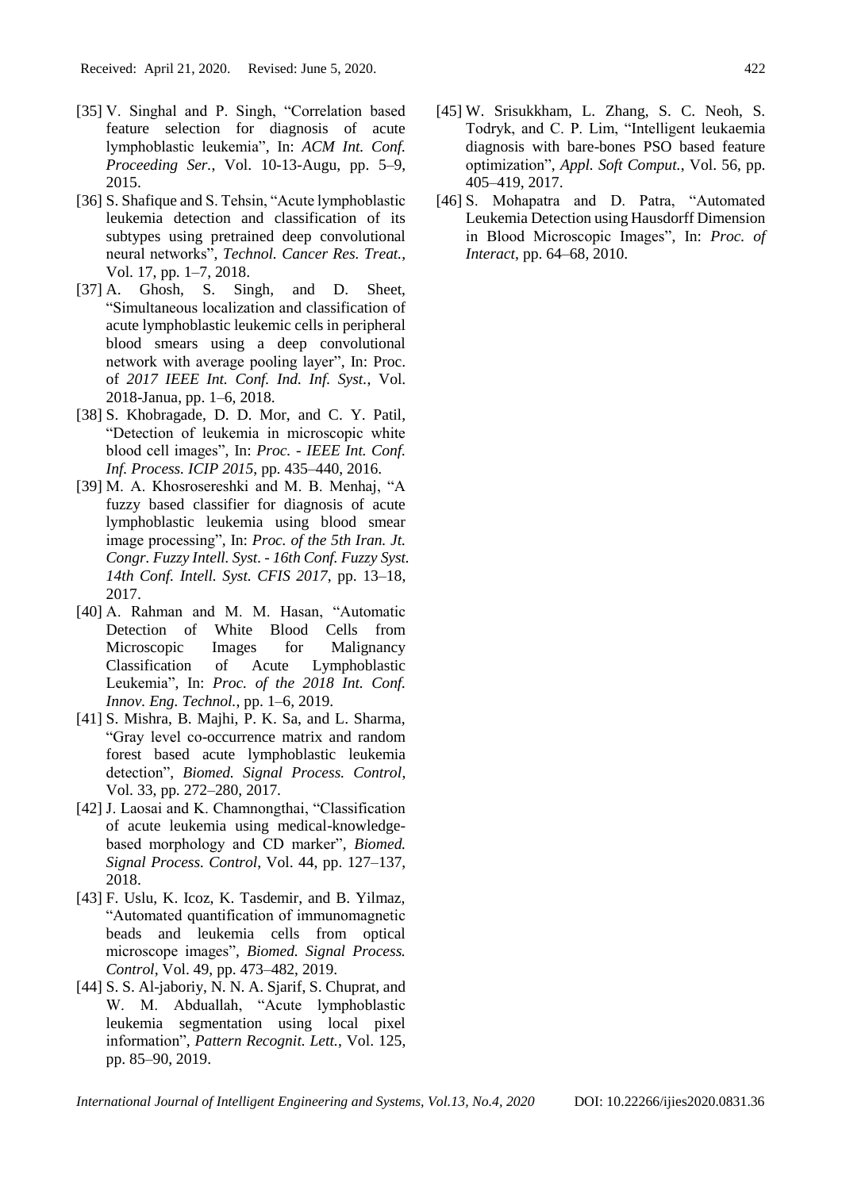[35] V. Singhal and P. Singh, "Correlation based feature selection for diagnosis of acute lymphoblastic leukemia", In: *ACM Int. Conf. Proceeding Ser.*, Vol. 10-13-Augu, pp. 5–9, 2015.

[36] S. Shafique and S. Tehsin, "Acute lymphoblastic leukemia detection and classification of its subtypes using pretrained deep convolutional neural networks", *Technol. Cancer Res. Treat.*, Vol. 17, pp. 1–7, 2018.

[37] A. Ghosh, S. Singh, and D. Sheet, "Simultaneous localization and classification of acute lymphoblastic leukemic cells in peripheral blood smears using a deep convolutional network with average pooling layer", In: Proc. of *2017 IEEE Int. Conf. Ind. Inf. Syst.*, Vol. 2018-Janua, pp. 1–6, 2018.

[38] S. Khobragade, D. D. Mor, and C. Y. Patil, "Detection of leukemia in microscopic white blood cell images", In: *Proc. - IEEE Int. Conf. Inf. Process. ICIP 2015*, pp. 435–440, 2016.

[39] M. A. Khosrosereshki and M. B. Menhaj, "A fuzzy based classifier for diagnosis of acute lymphoblastic leukemia using blood smear image processing", In: *Proc. of the 5th Iran. Jt. Congr. Fuzzy Intell. Syst. - 16th Conf. Fuzzy Syst. 14th Conf. Intell. Syst. CFIS 2017*, pp. 13–18, 2017.

[40] A. Rahman and M. M. Hasan, "Automatic Detection of White Blood Cells from Microscopic Images for Malignancy Classification of Acute Lymphoblastic Leukemia", In: *Proc. of the 2018 Int. Conf. Innov. Eng. Technol.*, pp. 1–6, 2019.

[41] S. Mishra, B. Majhi, P. K. Sa, and L. Sharma, "Gray level co-occurrence matrix and random forest based acute lymphoblastic leukemia detection", *Biomed. Signal Process. Control*, Vol. 33, pp. 272–280, 2017.

[42] J. Laosai and K. Chamnongthai, "Classification of acute leukemia using medical-knowledge-based morphology and CD marker", *Biomed. Signal Process. Control*, Vol. 44, pp. 127–137, 2018.

[43] F. Uslu, K. Icoz, K. Tasdemir, and B. Yilmaz, "Automated quantification of immunomagnetic beads and leukemia cells from optical microscope images", *Biomed. Signal Process. Control*, Vol. 49, pp. 473–482, 2019.

[44] S. S. Al-jaboriy, N. N. A. Sjarif, S. Chuprat, and W. M. Abduallah, "Acute lymphoblastic leukemia segmentation using local pixel information", *Pattern Recognit. Lett.*, Vol. 125, pp. 85–90, 2019.

[45] W. Srisukkham, L. Zhang, S. C. Neoh, S. Todryk, and C. P. Lim, "Intelligent leukaemia diagnosis with bare-bones PSO based feature optimization", *Appl. Soft Comput.*, Vol. 56, pp. 405–419, 2017.

[46] S. Mohapatra and D. Patra, "Automated Leukemia Detection using Hausdorff Dimension in Blood Microscopic Images", In: *Proc. of Interact*, pp. 64–68, 2010.